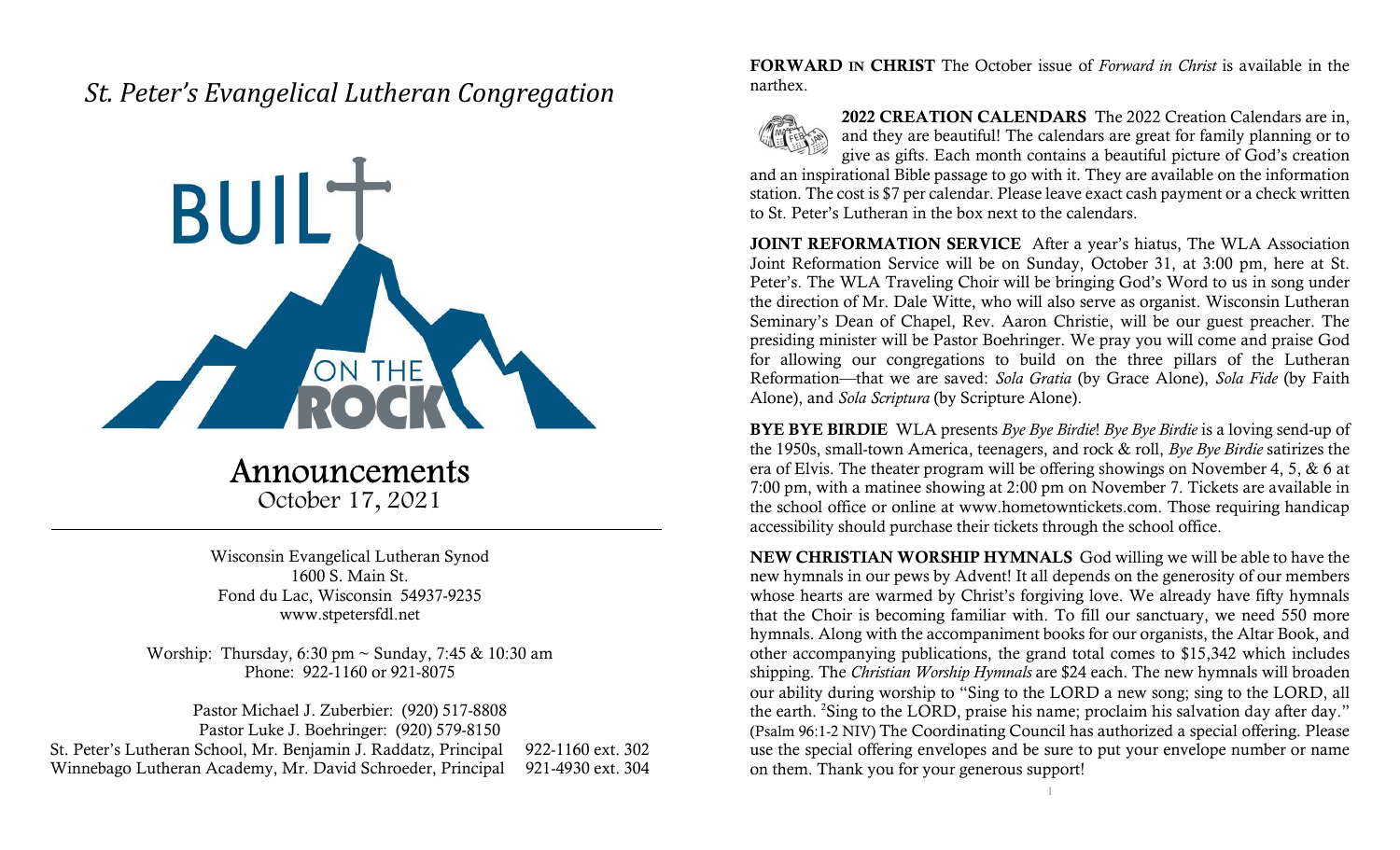# *St. Peter's Evangelical Lutheran Congregation*

BUILT ON THE ROCK

## Announcements

October 17, 2021

Wisconsin Evangelical Lutheran Synod
1600 S. Main St.
Fond du Lac, Wisconsin 54937-9235
www.stpetersfdl.net

Worship: Thursday, 6:30 pm ~ Sunday, 7:45 & 10:30 am
Phone: 922-1160 or 921-8075

Pastor Michael J. Zuberbier: (920) 517-8808
Pastor Luke J. Boehringer: (920) 579-8150
St. Peter's Lutheran School, Mr. Benjamin J. Raddatz, Principal 922-1160 ext. 302
Winnebago Lutheran Academy, Mr. David Schroeder, Principal 921-4930 ext. 304

**FORWARD IN CHRIST** The October issue of *Forward in Christ* is available in the narthex.

**2022 CREATION CALENDARS** The 2022 Creation Calendars are in, and they are beautiful! The calendars are great for family planning or to give as gifts. Each month contains a beautiful picture of God's creation and an inspirational Bible passage to go with it. They are available on the information station. The cost is $7 per calendar. Please leave exact cash payment or a check written to St. Peter's Lutheran in the box next to the calendars.

**JOINT REFORMATION SERVICE** After a year's hiatus, The WLA Association Joint Reformation Service will be on Sunday, October 31, at 3:00 pm, here at St. Peter's. The WLA Traveling Choir will be bringing God's Word to us in song under the direction of Mr. Dale Witte, who will also serve as organist. Wisconsin Lutheran Seminary's Dean of Chapel, Rev. Aaron Christie, will be our guest preacher. The presiding minister will be Pastor Boehringer. We pray you will come and praise God for allowing our congregations to build on the three pillars of the Lutheran Reformation—that we are saved: *Sola Gratia* (by Grace Alone), *Sola Fide* (by Faith Alone), and *Sola Scriptura* (by Scripture Alone).

**BYE BYE BIRDIE** WLA presents *Bye Bye Birdie*! *Bye Bye Birdie* is a loving send-up of the 1950s, small-town America, teenagers, and rock & roll, *Bye Bye Birdie* satirizes the era of Elvis. The theater program will be offering showings on November 4, 5, & 6 at 7:00 pm, with a matinee showing at 2:00 pm on November 7. Tickets are available in the school office or online at www.hometowntickets.com. Those requiring handicap accessibility should purchase their tickets through the school office.

**NEW CHRISTIAN WORSHIP HYMNALS** God willing we will be able to have the new hymnals in our pews by Advent! It all depends on the generosity of our members whose hearts are warmed by Christ's forgiving love. We already have fifty hymnals that the Choir is becoming familiar with. To fill our sanctuary, we need 550 more hymnals. Along with the accompaniment books for our organists, the Altar Book, and other accompanying publications, the grand total comes to $15,342 which includes shipping. The *Christian Worship Hymnals* are $24 each. The new hymnals will broaden our ability during worship to "Sing to the LORD a new song; sing to the LORD, all the earth. [2]Sing to the LORD, praise his name; proclaim his salvation day after day." (Psalm 96:1-2 NIV) The Coordinating Council has authorized a special offering. Please use the special offering envelopes and be sure to put your envelope number or name on them. Thank you for your generous support!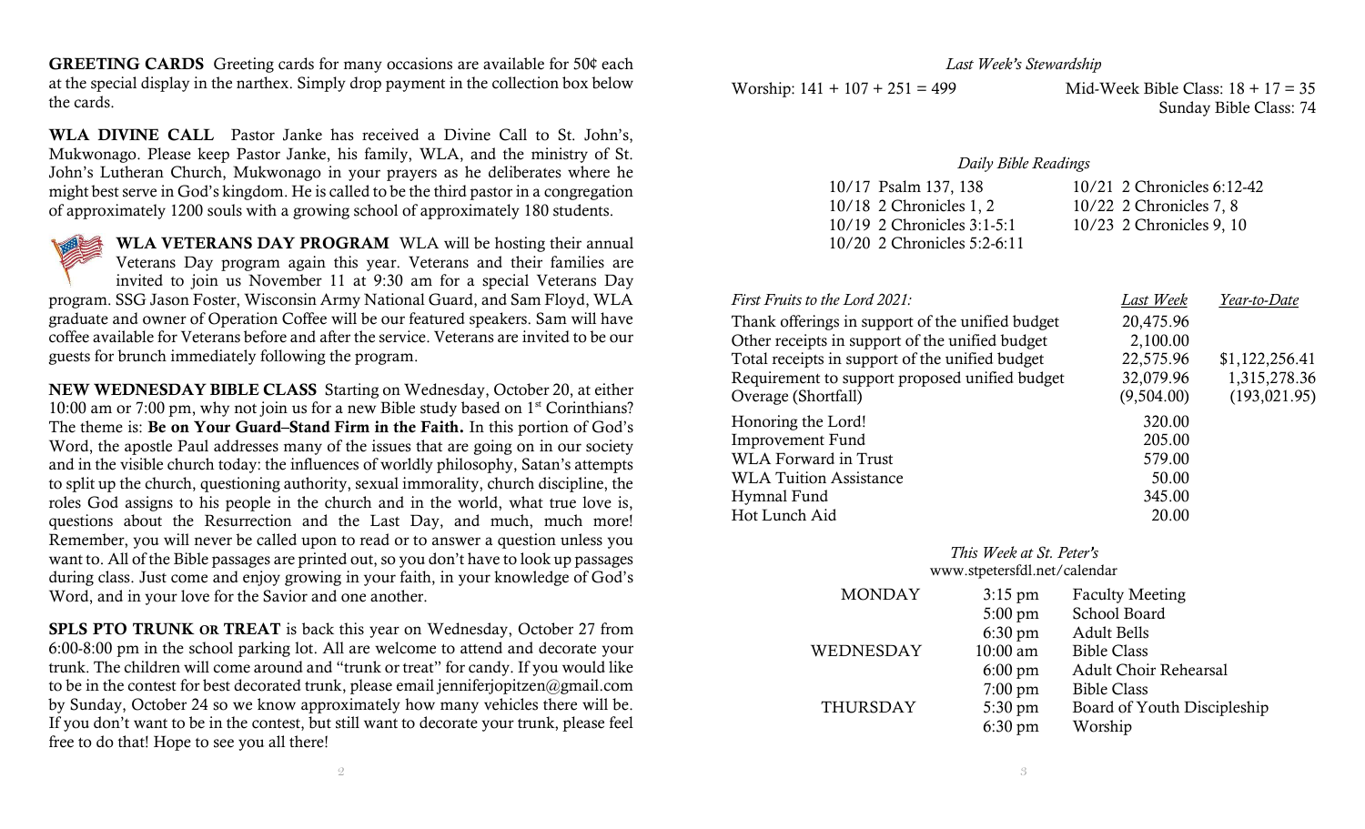**GREETING CARDS** Greeting cards for many occasions are available for 50¢ each at the special display in the narthex. Simply drop payment in the collection box below the cards.

**WLA DIVINE CALL** Pastor Janke has received a Divine Call to St. John's, Mukwonago. Please keep Pastor Janke, his family, WLA, and the ministry of St. John's Lutheran Church, Mukwonago in your prayers as he deliberates where he might best serve in God's kingdom. He is called to be the third pastor in a congregation of approximately 1200 souls with a growing school of approximately 180 students.

**WLA VETERANS DAY PROGRAM** WLA will be hosting their annual Veterans Day program again this year. Veterans and their families are invited to join us November 11 at 9:30 am for a special Veterans Day program. SSG Jason Foster, Wisconsin Army National Guard, and Sam Floyd, WLA graduate and owner of Operation Coffee will be our featured speakers. Sam will have coffee available for Veterans before and after the service. Veterans are invited to be our guests for brunch immediately following the program.

**NEW WEDNESDAY BIBLE CLASS** Starting on Wednesday, October 20, at either 10:00 am or 7:00 pm, why not join us for a new Bible study based on 1st Corinthians? The theme is: **Be on Your Guard–Stand Firm in the Faith.** In this portion of God's Word, the apostle Paul addresses many of the issues that are going on in our society and in the visible church today: the influences of worldly philosophy, Satan's attempts to split up the church, questioning authority, sexual immorality, church discipline, the roles God assigns to his people in the church and in the world, what true love is, questions about the Resurrection and the Last Day, and much, much more! Remember, you will never be called upon to read or to answer a question unless you want to. All of the Bible passages are printed out, so you don't have to look up passages during class. Just come and enjoy growing in your faith, in your knowledge of God's Word, and in your love for the Savior and one another.

**SPLS PTO TRUNK OR TREAT** is back this year on Wednesday, October 27 from 6:00-8:00 pm in the school parking lot. All are welcome to attend and decorate your trunk. The children will come around and "trunk or treat" for candy. If you would like to be in the contest for best decorated trunk, please email jenniferjopitzen@gmail.com by Sunday, October 24 so we know approximately how many vehicles there will be. If you don't want to be in the contest, but still want to decorate your trunk, please feel free to do that! Hope to see you all there!

*Last Week's Stewardship*

Worship: 141 + 107 + 251 = 499

Mid-Week Bible Class: 18 + 17 = 35

Sunday Bible Class: 74

*Daily Bible Readings*

10/17 Psalm 137, 138
10/18 2 Chronicles 1, 2
10/19 2 Chronicles 3:1-5:1
10/20 2 Chronicles 5:2-6:11
10/21 2 Chronicles 6:12-42
10/22 2 Chronicles 7, 8
10/23 2 Chronicles 9, 10

| *First Fruits to the Lord 2021:* | *Last Week* | *Year-to-Date* |
|---|---|---|
| Thank offerings in support of the unified budget | 20,475.96 | |
| Other receipts in support of the unified budget | 2,100.00 | |
| Total receipts in support of the unified budget | 22,575.96 | $1,122,256.41 |
| Requirement to support proposed unified budget | 32,079.96 | 1,315,278.36 |
| Overage (Shortfall) | (9,504.00) | (193,021.95) |
| Honoring the Lord! | 320.00 | |
| Improvement Fund | 205.00 | |
| WLA Forward in Trust | 579.00 | |
| WLA Tuition Assistance | 50.00 | |
| Hymnal Fund | 345.00 | |
| Hot Lunch Aid | 20.00 | |

*This Week at St. Peter's*
www.stpetersfdl.net/calendar

| | | |
|---|---|---|
| MONDAY | 3:15 pm | Faculty Meeting |
| | 5:00 pm | School Board |
| | 6:30 pm | Adult Bells |
| WEDNESDAY | 10:00 am | Bible Class |
| | 6:00 pm | Adult Choir Rehearsal |
| | 7:00 pm | Bible Class |
| THURSDAY | 5:30 pm | Board of Youth Discipleship |
| | 6:30 pm | Worship |